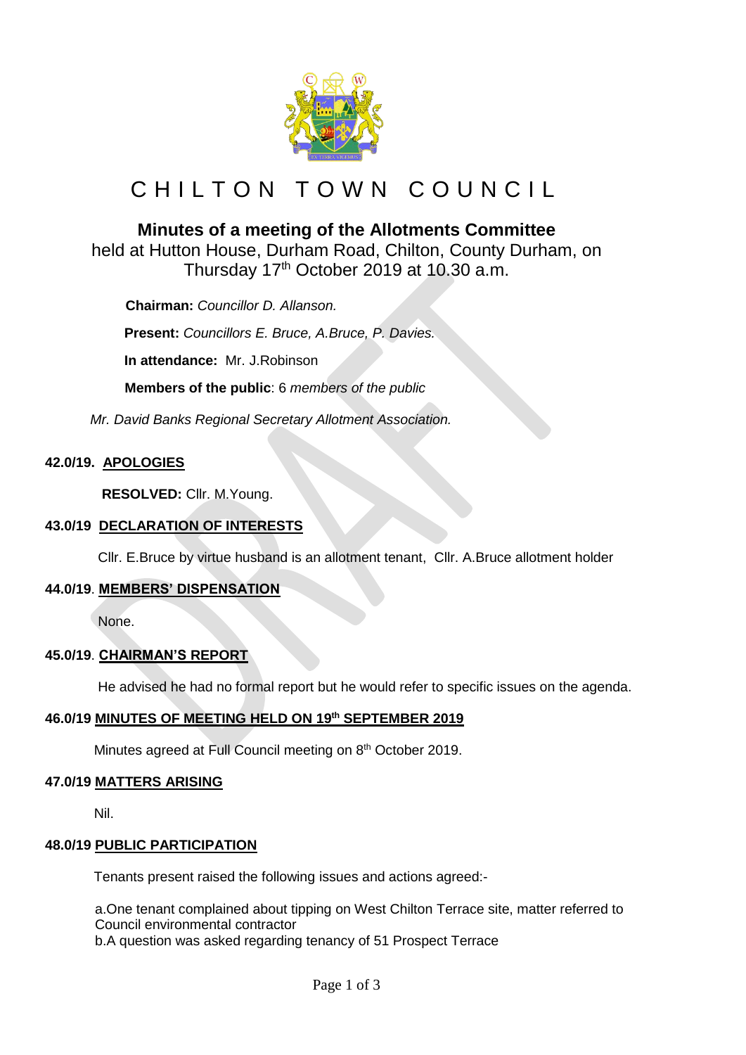# CHILTON TOWN COUNCIL

## Minutes of a meeting of the Allotments Committee

held at Hutton House, Durham Road, Chilton, County Durham, on Thursday 17th October 2019 at 10.30 a.m.

**Chairman:** *Councillor D. Allanson.*

**Present:** *Councillors E. Bruce, A.Bruce, P. Davies.*

**In attendance:** Mr. J.Robinson

**Members of the public**: 6 *members of the public*

*Mr. David Banks Regional Secretary Allotment Association.*

### 42.0/19. APOLOGIES

**RESOLVED:** Cllr. M.Young.

### 43.0/19 DECLARATION OF INTERESTS

Cllr. E.Bruce by virtue husband is an allotment tenant, Cllr. A.Bruce allotment holder

### 44.0/19. MEMBERS' DISPENSATION

None.

### 45.0/19. CHAIRMAN'S REPORT

He advised he had no formal report but he would refer to specific issues on the agenda.

### 46.0/19 MINUTES OF MEETING HELD ON 19th SEPTEMBER 2019

Minutes agreed at Full Council meeting on 8th October 2019.

### 47.0/19 MATTERS ARISING

Nil.

### 48.0/19 PUBLIC PARTICIPATION

Tenants present raised the following issues and actions agreed:-

a.One tenant complained about tipping on West Chilton Terrace site, matter referred to Council environmental contractor
b.A question was asked regarding tenancy of 51 Prospect Terrace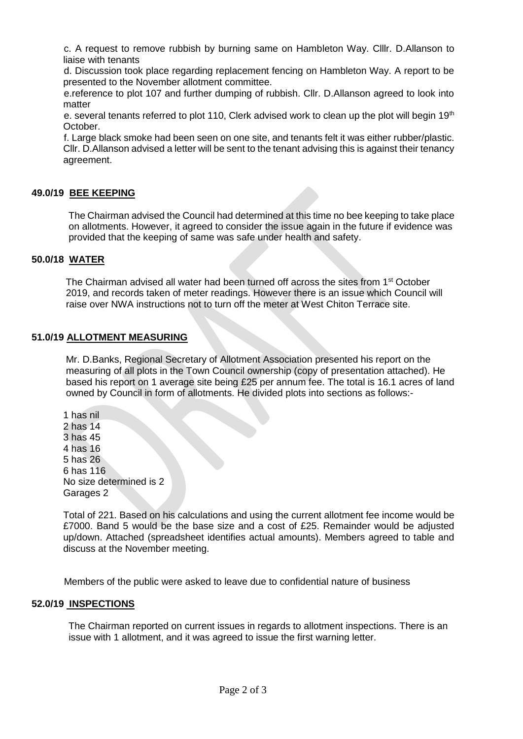c. A request to remove rubbish by burning same on Hambleton Way. Clllr. D.Allanson to liaise with tenants

d. Discussion took place regarding replacement fencing on Hambleton Way. A report to be presented to the November allotment committee.

e.reference to plot 107 and further dumping of rubbish. Cllr. D.Allanson agreed to look into matter

e. several tenants referred to plot 110, Clerk advised work to clean up the plot will begin 19th October.

f. Large black smoke had been seen on one site, and tenants felt it was either rubber/plastic. Cllr. D.Allanson advised a letter will be sent to the tenant advising this is against their tenancy agreement.

## 49.0/19 BEE KEEPING

The Chairman advised the Council had determined at this time no bee keeping to take place on allotments. However, it agreed to consider the issue again in the future if evidence was provided that the keeping of same was safe under health and safety.

## 50.0/18 WATER

The Chairman advised all water had been turned off across the sites from 1st October 2019, and records taken of meter readings. However there is an issue which Council will raise over NWA instructions not to turn off the meter at West Chiton Terrace site.

## 51.0/19 ALLOTMENT MEASURING

Mr. D.Banks, Regional Secretary of Allotment Association presented his report on the measuring of all plots in the Town Council ownership (copy of presentation attached). He based his report on 1 average site being £25 per annum fee. The total is 16.1 acres of land owned by Council in form of allotments. He divided plots into sections as follows:-

1 has nil
2 has 14
3 has 45
4 has 16
5 has 26
6 has 116
No size determined is 2
Garages 2

Total of 221. Based on his calculations and using the current allotment fee income would be £7000. Band 5 would be the base size and a cost of £25. Remainder would be adjusted up/down. Attached (spreadsheet identifies actual amounts). Members agreed to table and discuss at the November meeting.

Members of the public were asked to leave due to confidential nature of business

## 52.0/19 INSPECTIONS

The Chairman reported on current issues in regards to allotment inspections. There is an issue with 1 allotment, and it was agreed to issue the first warning letter.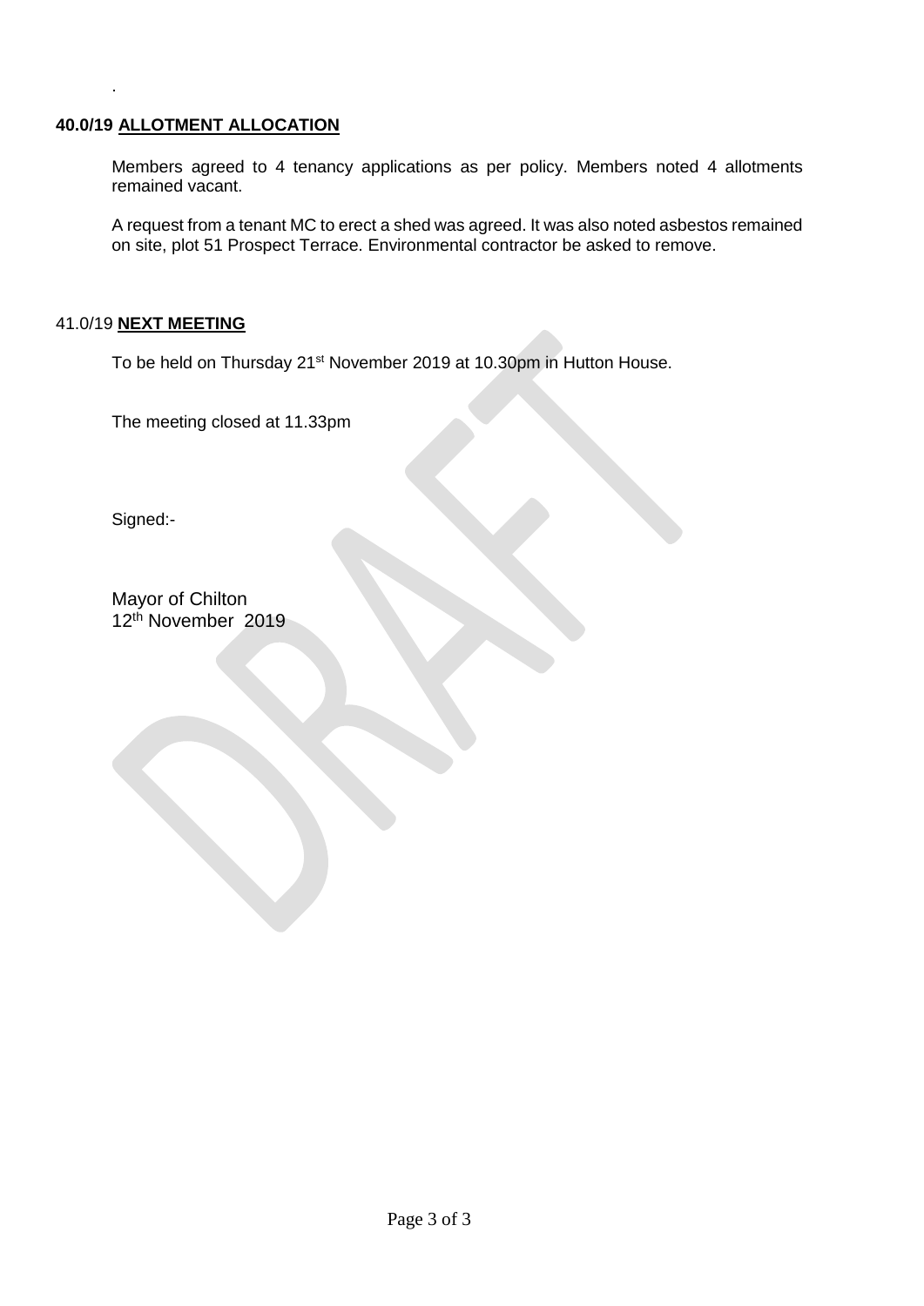.

**40.0/19 ALLOTMENT ALLOCATION**

Members agreed to 4 tenancy applications as per policy. Members noted 4 allotments remained vacant.

A request from a tenant MC to erect a shed was agreed. It was also noted asbestos remained on site, plot 51 Prospect Terrace. Environmental contractor be asked to remove.

41.0/19 **NEXT MEETING**

To be held on Thursday 21st November 2019 at 10.30pm in Hutton House.

The meeting closed at 11.33pm

Signed:-

Mayor of Chilton
12th November 2019